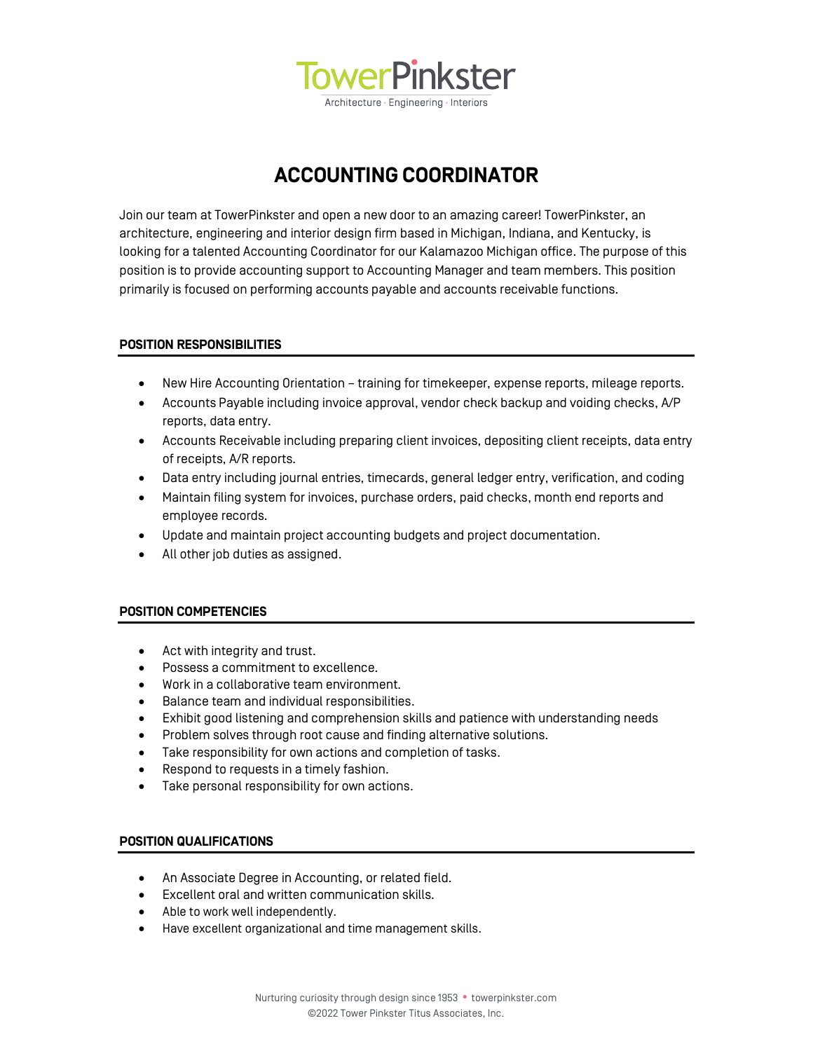TowerPinkster
Architecture · Engineering · Interiors

# ACCOUNTING COORDINATOR

Join our team at TowerPinkster and open a new door to an amazing career! TowerPinkster, an architecture, engineering and interior design firm based in Michigan, Indiana, and Kentucky, is looking for a talented Accounting Coordinator for our Kalamazoo Michigan office. The purpose of this position is to provide accounting support to Accounting Manager and team members. This position primarily is focused on performing accounts payable and accounts receivable functions.

## POSITION RESPONSIBILITIES

- New Hire Accounting Orientation – training for timekeeper, expense reports, mileage reports.
- Accounts Payable including invoice approval, vendor check backup and voiding checks, A/P reports, data entry.
- Accounts Receivable including preparing client invoices, depositing client receipts, data entry of receipts, A/R reports.
- Data entry including journal entries, timecards, general ledger entry, verification, and coding
- Maintain filing system for invoices, purchase orders, paid checks, month end reports and employee records.
- Update and maintain project accounting budgets and project documentation.
- All other job duties as assigned.

## POSITION COMPETENCIES

- Act with integrity and trust.
- Possess a commitment to excellence.
- Work in a collaborative team environment.
- Balance team and individual responsibilities.
- Exhibit good listening and comprehension skills and patience with understanding needs
- Problem solves through root cause and finding alternative solutions.
- Take responsibility for own actions and completion of tasks.
- Respond to requests in a timely fashion.
- Take personal responsibility for own actions.

## POSITION QUALIFICATIONS

- An Associate Degree in Accounting, or related field.
- Excellent oral and written communication skills.
- Able to work well independently.
- Have excellent organizational and time management skills.

Nurturing curiosity through design since 1953 • towerpinkster.com
©2022 Tower Pinkster Titus Associates, Inc.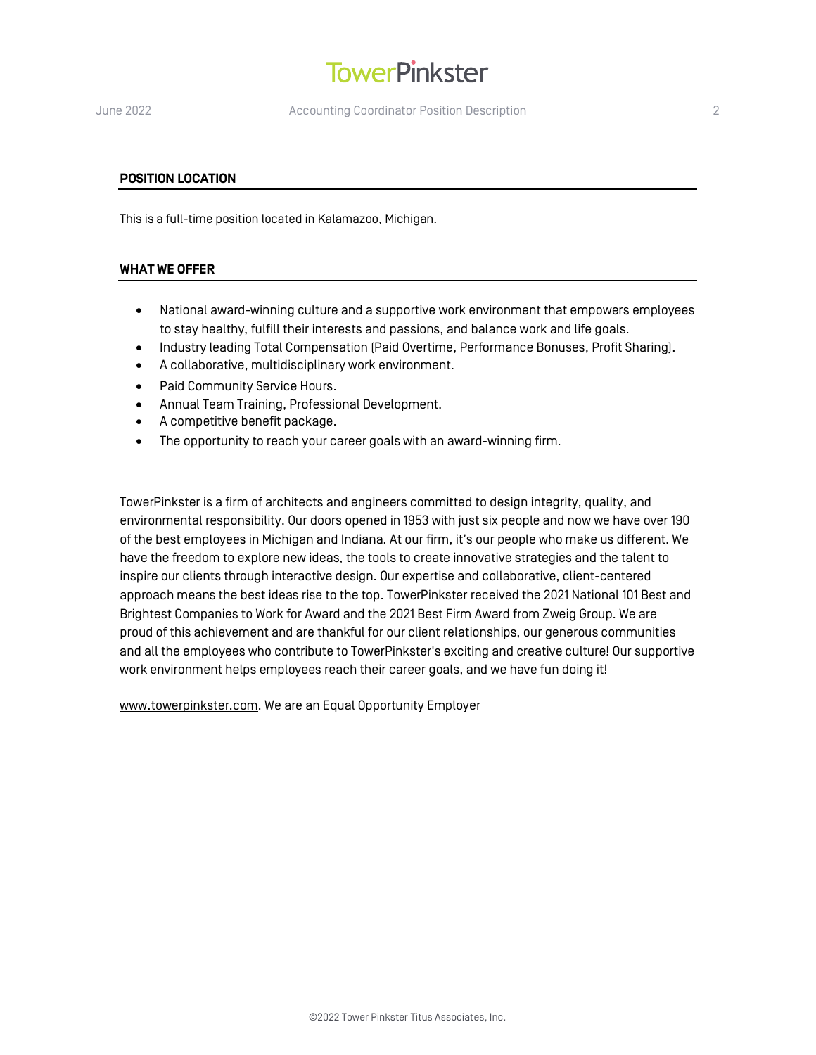## POSITION LOCATION

This is a full-time position located in Kalamazoo, Michigan.

## WHAT WE OFFER

- National award-winning culture and a supportive work environment that empowers employees to stay healthy, fulfill their interests and passions, and balance work and life goals.
- Industry leading Total Compensation (Paid Overtime, Performance Bonuses, Profit Sharing).
- A collaborative, multidisciplinary work environment.
- Paid Community Service Hours.
- Annual Team Training, Professional Development.
- A competitive benefit package.
- The opportunity to reach your career goals with an award-winning firm.

TowerPinkster is a firm of architects and engineers committed to design integrity, quality, and environmental responsibility. Our doors opened in 1953 with just six people and now we have over 190 of the best employees in Michigan and Indiana. At our firm, it's our people who make us different. We have the freedom to explore new ideas, the tools to create innovative strategies and the talent to inspire our clients through interactive design. Our expertise and collaborative, client-centered approach means the best ideas rise to the top. TowerPinkster received the 2021 National 101 Best and Brightest Companies to Work for Award and the 2021 Best Firm Award from Zweig Group. We are proud of this achievement and are thankful for our client relationships, our generous communities and all the employees who contribute to TowerPinkster's exciting and creative culture! Our supportive work environment helps employees reach their career goals, and we have fun doing it!

www.towerpinkster.com. We are an Equal Opportunity Employer